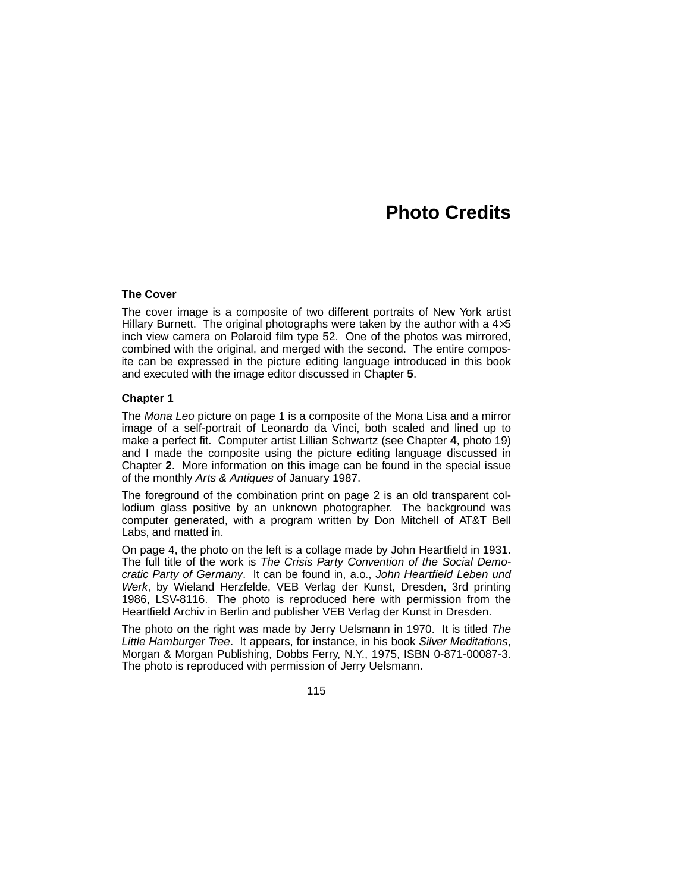# Photo Credits

### The Cover

The cover image is a composite of two different portraits of New York artist Hillary Burnett. The original photographs were taken by the author with a 4×5 inch view camera on Polaroid film type 52. One of the photos was mirrored, combined with the original, and merged with the second. The entire composite can be expressed in the picture editing language introduced in this book and executed with the image editor discussed in Chapter **5**.

### Chapter 1

The *Mona Leo* picture on page 1 is a composite of the Mona Lisa and a mirror image of a self-portrait of Leonardo da Vinci, both scaled and lined up to make a perfect fit. Computer artist Lillian Schwartz (see Chapter **4**, photo 19) and I made the composite using the picture editing language discussed in Chapter **2**. More information on this image can be found in the special issue of the monthly *Arts & Antiques* of January 1987.

The foreground of the combination print on page 2 is an old transparent collodium glass positive by an unknown photographer. The background was computer generated, with a program written by Don Mitchell of AT&T Bell Labs, and matted in.

On page 4, the photo on the left is a collage made by John Heartfield in 1931. The full title of the work is *The Crisis Party Convention of the Social Democratic Party of Germany*. It can be found in, a.o., *John Heartfield Leben und Werk*, by Wieland Herzfelde, VEB Verlag der Kunst, Dresden, 3rd printing 1986, LSV-8116. The photo is reproduced here with permission from the Heartfield Archiv in Berlin and publisher VEB Verlag der Kunst in Dresden.

The photo on the right was made by Jerry Uelsmann in 1970. It is titled *The Little Hamburger Tree*. It appears, for instance, in his book *Silver Meditations*, Morgan & Morgan Publishing, Dobbs Ferry, N.Y., 1975, ISBN 0-871-00087-3. The photo is reproduced with permission of Jerry Uelsmann.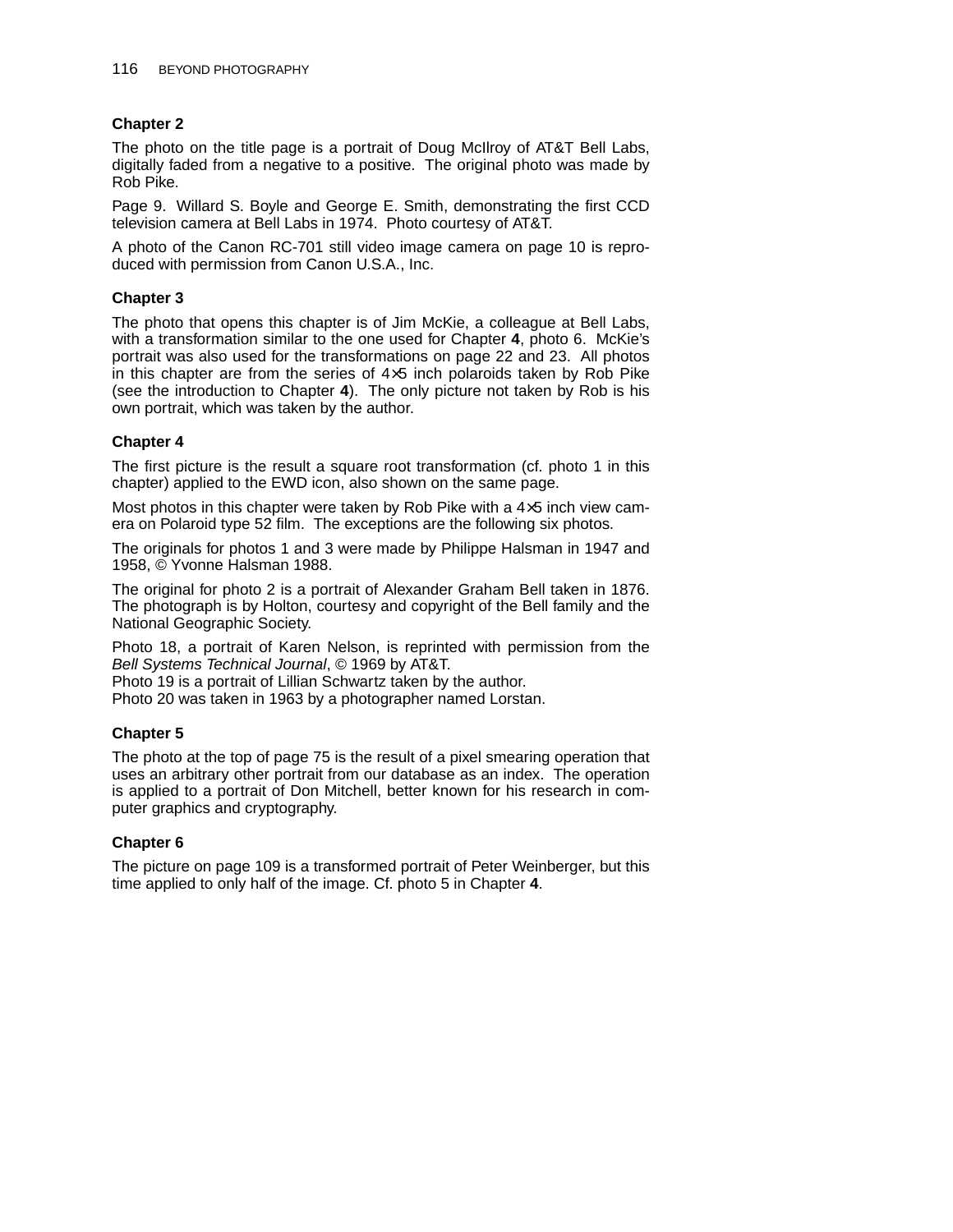### Chapter 2

The photo on the title page is a portrait of Doug McIlroy of AT&T Bell Labs, digitally faded from a negative to a positive. The original photo was made by Rob Pike.

Page 9. Willard S. Boyle and George E. Smith, demonstrating the first CCD television camera at Bell Labs in 1974. Photo courtesy of AT&T.

A photo of the Canon RC-701 still video image camera on page 10 is reproduced with permission from Canon U.S.A., Inc.

### Chapter 3

The photo that opens this chapter is of Jim McKie, a colleague at Bell Labs, with a transformation similar to the one used for Chapter **4**, photo 6. McKie's portrait was also used for the transformations on page 22 and 23. All photos in this chapter are from the series of 4×5 inch polaroids taken by Rob Pike (see the introduction to Chapter **4**). The only picture not taken by Rob is his own portrait, which was taken by the author.

### Chapter 4

The first picture is the result a square root transformation (cf. photo 1 in this chapter) applied to the EWD icon, also shown on the same page.

Most photos in this chapter were taken by Rob Pike with a 4×5 inch view camera on Polaroid type 52 film. The exceptions are the following six photos.

The originals for photos 1 and 3 were made by Philippe Halsman in 1947 and 1958, © Yvonne Halsman 1988.

The original for photo 2 is a portrait of Alexander Graham Bell taken in 1876. The photograph is by Holton, courtesy and copyright of the Bell family and the National Geographic Society.

Photo 18, a portrait of Karen Nelson, is reprinted with permission from the *Bell Systems Technical Journal*, © 1969 by AT&T.
Photo 19 is a portrait of Lillian Schwartz taken by the author.
Photo 20 was taken in 1963 by a photographer named Lorstan.

### Chapter 5

The photo at the top of page 75 is the result of a pixel smearing operation that uses an arbitrary other portrait from our database as an index. The operation is applied to a portrait of Don Mitchell, better known for his research in computer graphics and cryptography.

### Chapter 6

The picture on page 109 is a transformed portrait of Peter Weinberger, but this time applied to only half of the image. Cf. photo 5 in Chapter **4**.